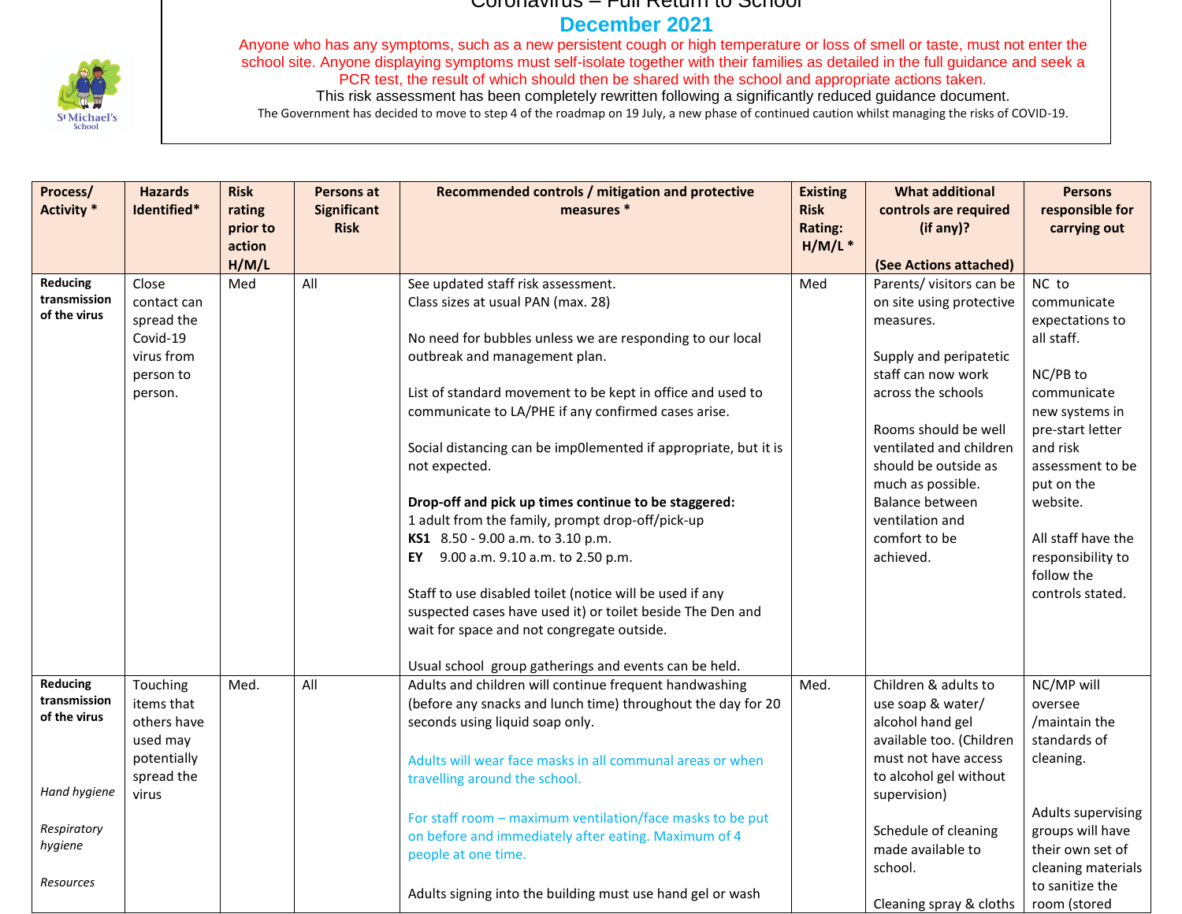# Coronavirus – Full Return to School

## December 2021

Anyone who has any symptoms, such as a new persistent cough or high temperature or loss of smell or taste, must not enter the school site. Anyone displaying symptoms must self-isolate together with their families as detailed in the full guidance and seek a PCR test, the result of which should then be shared with the school and appropriate actions taken.

This risk assessment has been completely rewritten following a significantly reduced guidance document.

The Government has decided to move to step 4 of the roadmap on 19 July, a new phase of continued caution whilst managing the risks of COVID-19.

| Process/ Activity * | Hazards Identified* | Risk rating prior to action H/M/L | Persons at Significant Risk | Recommended controls / mitigation and protective measures * | Existing Risk Rating: H/M/L * | What additional controls are required (if any)? (See Actions attached) | Persons responsible for carrying out |
|---|---|---|---|---|---|---|---|
| **Reducing transmission of the virus** | Close contact can spread the Covid-19 virus from person to person. | Med | All | See updated staff risk assessment.<br>Class sizes at usual PAN (max. 28)<br><br>No need for bubbles unless we are responding to our local outbreak and management plan.<br><br>List of standard movement to be kept in office and used to communicate to LA/PHE if any confirmed cases arise.<br><br>Social distancing can be imp0lemented if appropriate, but it is not expected.<br><br>**Drop-off and pick up times continue to be staggered:**<br>1 adult from the family, prompt drop-off/pick-up<br>**KS1** 8.50 - 9.00 a.m. to 3.10 p.m.<br>**EY** 9.00 a.m. 9.10 a.m. to 2.50 p.m.<br><br>Staff to use disabled toilet (notice will be used if any suspected cases have used it) or toilet beside The Den and wait for space and not congregate outside.<br><br>Usual school group gatherings and events can be held. | Med | Parents/ visitors can be on site using protective measures.<br><br>Supply and peripatetic staff can now work across the schools<br><br>Rooms should be well ventilated and children should be outside as much as possible. Balance between ventilation and comfort to be achieved. | NC to communicate expectations to all staff.<br><br>NC/PB to communicate new systems in pre-start letter and risk assessment to be put on the website.<br><br>All staff have the responsibility to follow the controls stated. |
| **Reducing transmission of the virus**<br><br>*Hand hygiene*<br><br>*Respiratory hygiene*<br><br>*Resources* | Touching items that others have used may potentially spread the virus | Med. | All | Adults and children will continue frequent handwashing (before any snacks and lunch time) throughout the day for 20 seconds using liquid soap only.<br><br>Adults will wear face masks in all communal areas or when travelling around the school.<br><br>For staff room – maximum ventilation/face masks to be put on before and immediately after eating. Maximum of 4 people at one time.<br><br>Adults signing into the building must use hand gel or wash | Med. | Children & adults to use soap & water/ alcohol hand gel available too. (Children must not have access to alcohol gel without supervision)<br><br>Schedule of cleaning made available to school.<br><br>Cleaning spray & cloths | NC/MP will oversee /maintain the standards of cleaning.<br><br>Adults supervising groups will have their own set of cleaning materials to sanitize the room (stored |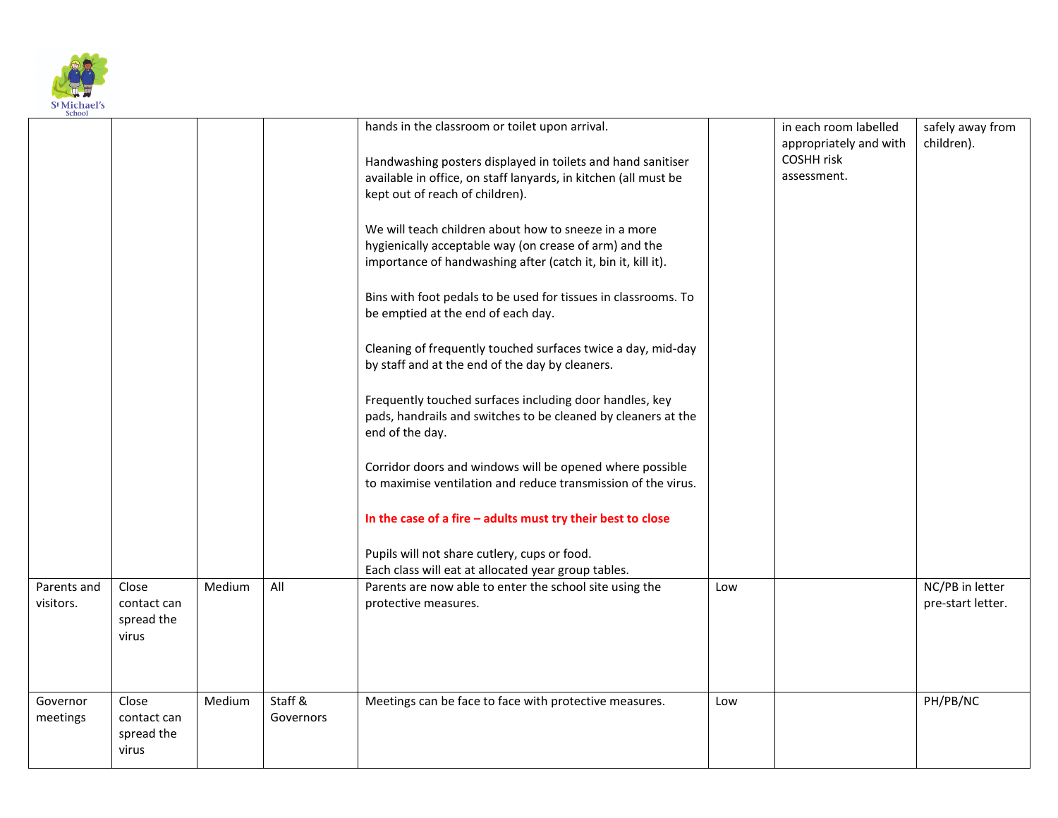| | | | | | | | |
|---|---|---|---|---|---|---|---|
| | | | | hands in the classroom or toilet upon arrival.<br><br>Handwashing posters displayed in toilets and hand sanitiser available in office, on staff lanyards, in kitchen (all must be kept out of reach of children).<br><br>We will teach children about how to sneeze in a more hygienically acceptable way (on crease of arm) and the importance of handwashing after (catch it, bin it, kill it).<br><br>Bins with foot pedals to be used for tissues in classrooms. To be emptied at the end of each day.<br><br>Cleaning of frequently touched surfaces twice a day, mid-day by staff and at the end of the day by cleaners.<br><br>Frequently touched surfaces including door handles, key pads, handrails and switches to be cleaned by cleaners at the end of the day.<br><br>Corridor doors and windows will be opened where possible to maximise ventilation and reduce transmission of the virus.<br><br>**In the case of a fire – adults must try their best to close**<br><br>Pupils will not share cutlery, cups or food.<br>Each class will eat at allocated year group tables. | | in each room labelled appropriately and with COSHH risk assessment. | safely away from children). |
| Parents and visitors. | Close contact can spread the virus | Medium | All | Parents are now able to enter the school site using the protective measures. | Low | | NC/PB in letter pre-start letter. |
| Governor meetings | Close contact can spread the virus | Medium | Staff & Governors | Meetings can be face to face with protective measures. | Low | | PH/PB/NC |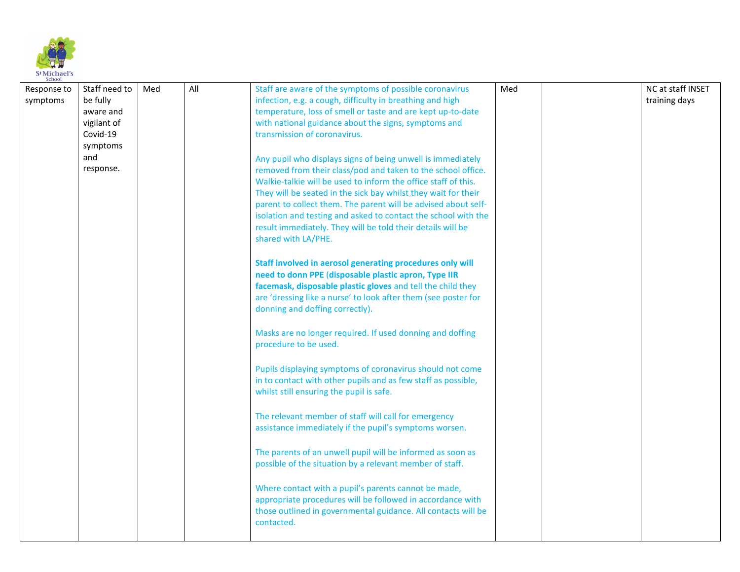| | | | | | | | |
|---|---|---|---|---|---|---|---|
| Response to symptoms | Staff need to be fully aware and vigilant of Covid-19 symptoms and response. | Med | All | Staff are aware of the symptoms of possible coronavirus infection, e.g. a cough, difficulty in breathing and high temperature, loss of smell or taste and are kept up-to-date with national guidance about the signs, symptoms and transmission of coronavirus.<br><br>Any pupil who displays signs of being unwell is immediately removed from their class/pod and taken to the school office. Walkie-talkie will be used to inform the office staff of this. They will be seated in the sick bay whilst they wait for their parent to collect them. The parent will be advised about self-isolation and testing and asked to contact the school with the result immediately. They will be told their details will be shared with LA/PHE.<br><br>**Staff involved in aerosol generating procedures only will need to donn PPE** (**disposable plastic apron, Type IIR facemask, disposable plastic gloves** and tell the child they are 'dressing like a nurse' to look after them (see poster for donning and doffing correctly).<br><br>Masks are no longer required. If used donning and doffing procedure to be used.<br><br>Pupils displaying symptoms of coronavirus should not come in to contact with other pupils and as few staff as possible, whilst still ensuring the pupil is safe.<br><br>The relevant member of staff will call for emergency assistance immediately if the pupil's symptoms worsen.<br><br>The parents of an unwell pupil will be informed as soon as possible of the situation by a relevant member of staff.<br><br>Where contact with a pupil's parents cannot be made, appropriate procedures will be followed in accordance with those outlined in governmental guidance. All contacts will be contacted. | Med | | NC at staff INSET training days |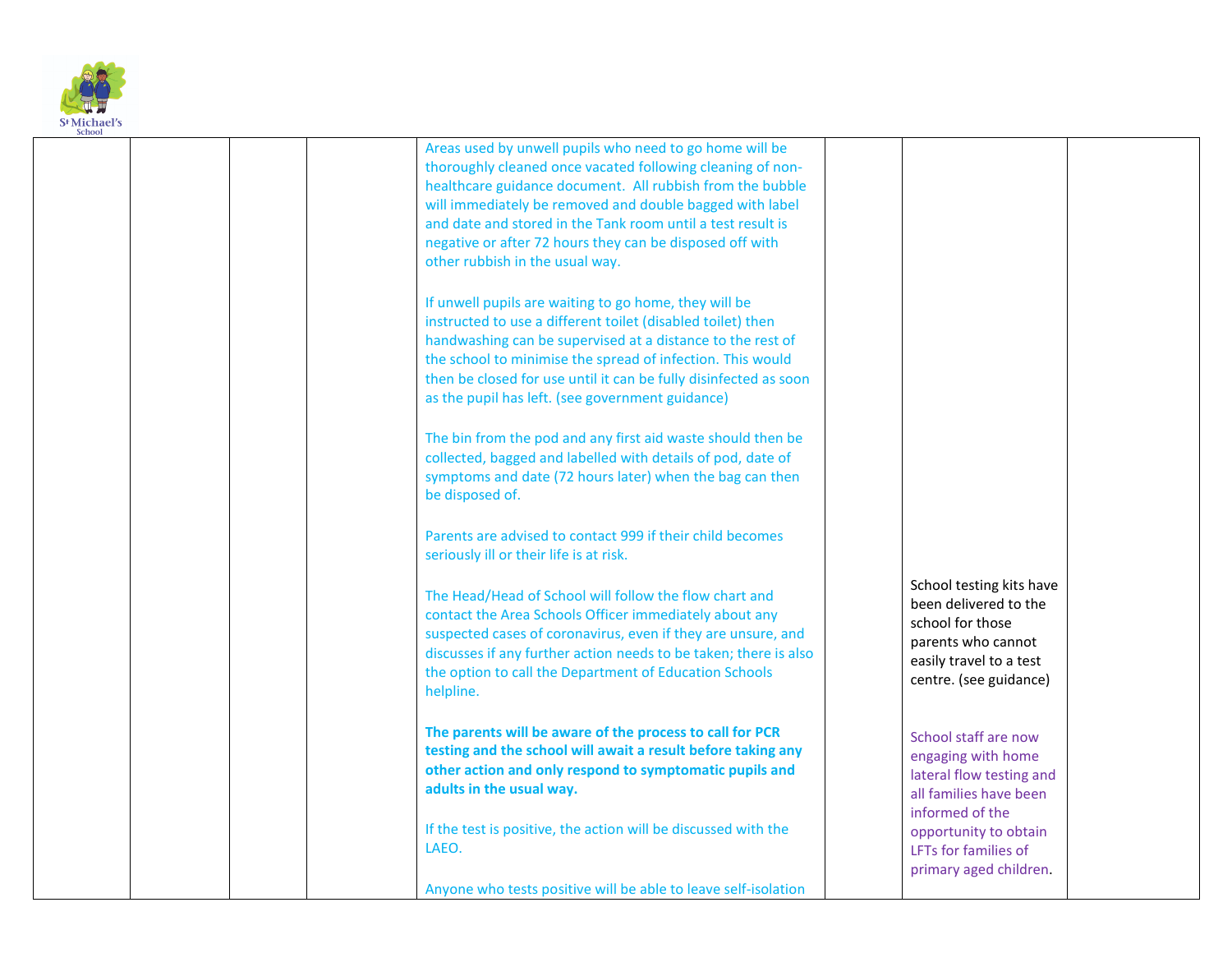| | | | | | | | |
|---|---|---|---|---|---|---|---|
| | | | | Areas used by unwell pupils who need to go home will be thoroughly cleaned once vacated following cleaning of non-healthcare guidance document. All rubbish from the bubble will immediately be removed and double bagged with label and date and stored in the Tank room until a test result is negative or after 72 hours they can be disposed off with other rubbish in the usual way.<br><br>If unwell pupils are waiting to go home, they will be instructed to use a different toilet (disabled toilet) then handwashing can be supervised at a distance to the rest of the school to minimise the spread of infection. This would then be closed for use until it can be fully disinfected as soon as the pupil has left. (see government guidance)<br><br>The bin from the pod and any first aid waste should then be collected, bagged and labelled with details of pod, date of symptoms and date (72 hours later) when the bag can then be disposed of.<br><br>Parents are advised to contact 999 if their child becomes seriously ill or their life is at risk.<br><br>The Head/Head of School will follow the flow chart and contact the Area Schools Officer immediately about any suspected cases of coronavirus, even if they are unsure, and discusses if any further action needs to be taken; there is also the option to call the Department of Education Schools helpline.<br><br>**The parents will be aware of the process to call for PCR testing and the school will await a result before taking any other action and only respond to symptomatic pupils and adults in the usual way.**<br><br>If the test is positive, the action will be discussed with the LAEO.<br><br>Anyone who tests positive will be able to leave self-isolation | | School testing kits have been delivered to the school for those parents who cannot easily travel to a test centre. (see guidance)<br><br>School staff are now engaging with home lateral flow testing and all families have been informed of the opportunity to obtain LFTs for families of primary aged children. | |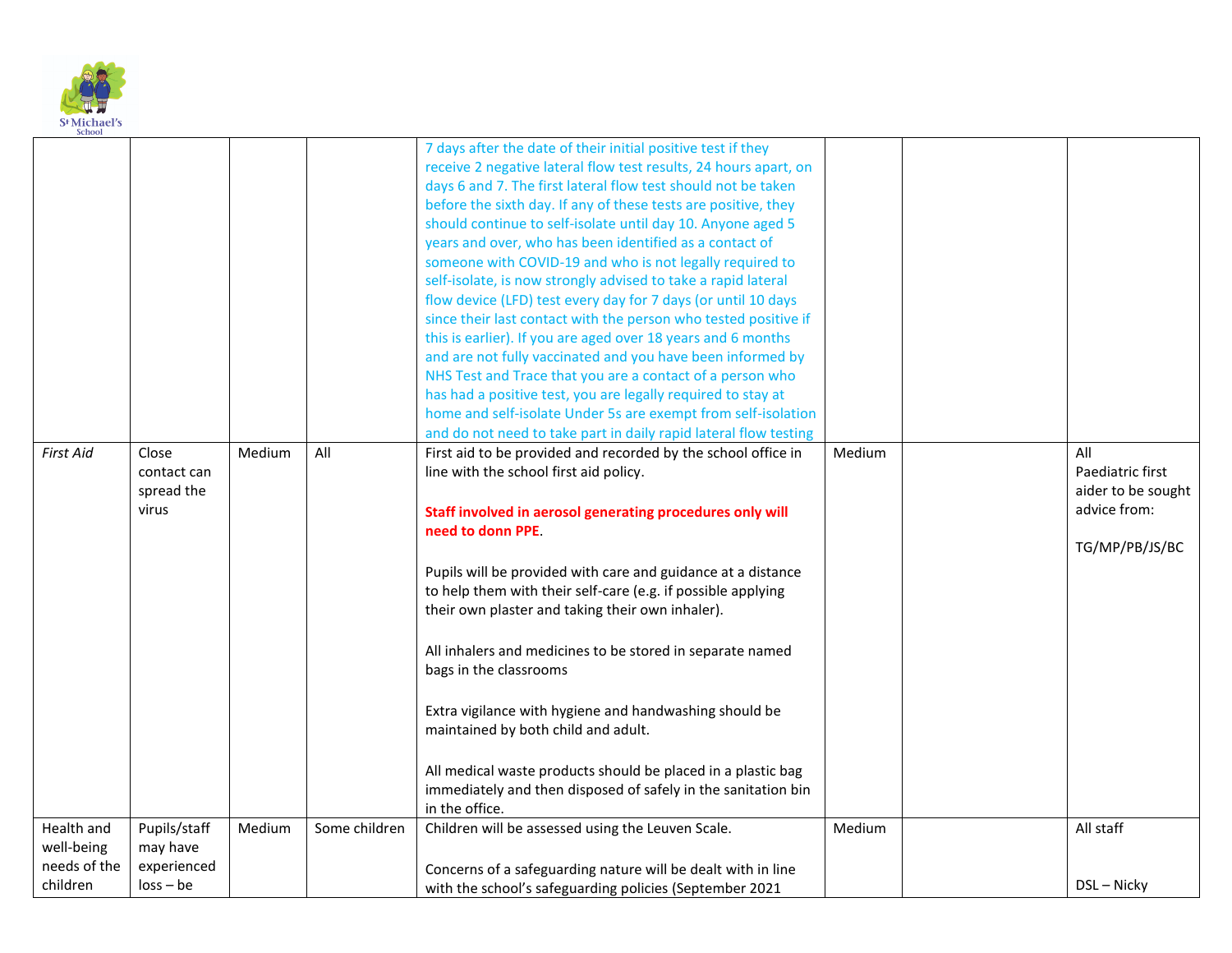| | | | | | | | |
|---|---|---|---|---|---|---|---|
| | | | | 7 days after the date of their initial positive test if they receive 2 negative lateral flow test results, 24 hours apart, on days 6 and 7. The first lateral flow test should not be taken before the sixth day. If any of these tests are positive, they should continue to self-isolate until day 10. Anyone aged 5 years and over, who has been identified as a contact of someone with COVID-19 and who is not legally required to self-isolate, is now strongly advised to take a rapid lateral flow device (LFD) test every day for 7 days (or until 10 days since their last contact with the person who tested positive if this is earlier). If you are aged over 18 years and 6 months and are not fully vaccinated and you have been informed by NHS Test and Trace that you are a contact of a person who has had a positive test, you are legally required to stay at home and self-isolate Under 5s are exempt from self-isolation and do not need to take part in daily rapid lateral flow testing | | | |
| *First Aid* | Close contact can spread the virus | Medium | All | First aid to be provided and recorded by the school office in line with the school first aid policy.<br><br>**Staff involved in aerosol generating procedures only will need to donn PPE**.<br><br>Pupils will be provided with care and guidance at a distance to help them with their self-care (e.g. if possible applying their own plaster and taking their own inhaler).<br><br>All inhalers and medicines to be stored in separate named bags in the classrooms<br><br>Extra vigilance with hygiene and handwashing should be maintained by both child and adult.<br><br>All medical waste products should be placed in a plastic bag immediately and then disposed of safely in the sanitation bin in the office. | Medium | | All<br>Paediatric first aider to be sought advice from:<br><br>TG/MP/PB/JS/BC |
| Health and well-being needs of the children | Pupils/staff may have experienced loss – be | Medium | Some children | Children will be assessed using the Leuven Scale.<br><br>Concerns of a safeguarding nature will be dealt with in line with the school's safeguarding policies (September 2021 | Medium | | All staff<br><br><br>DSL – Nicky |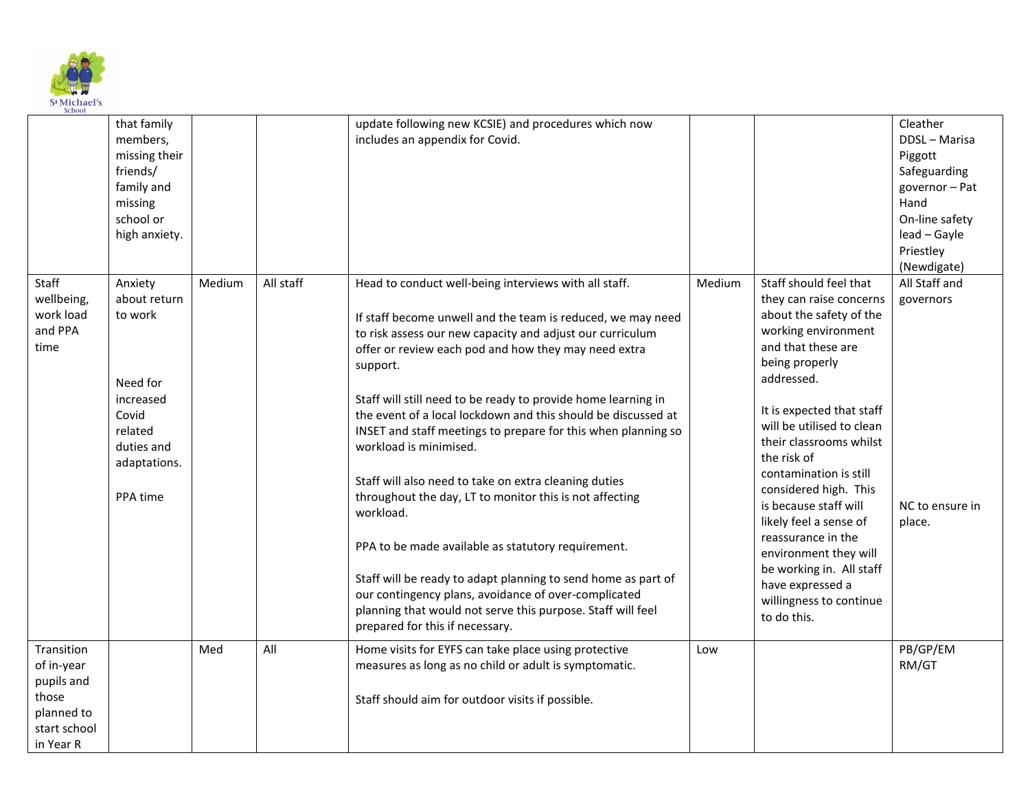| | | | | | | | |
|---|---|---|---|---|---|---|---|
| | that family members, missing their friends/ family and missing school or high anxiety. | | | update following new KCSIE) and procedures which now includes an appendix for Covid. | | | Cleather DDSL – Marisa Piggott Safeguarding governor – Pat Hand On-line safety lead – Gayle Priestley (Newdigate) |
| Staff wellbeing, work load and PPA time | Anxiety about return to work<br><br>Need for increased Covid related duties and adaptations.<br><br>PPA time | Medium | All staff | Head to conduct well-being interviews with all staff.<br><br>If staff become unwell and the team is reduced, we may need to risk assess our new capacity and adjust our curriculum offer or review each pod and how they may need extra support.<br><br>Staff will still need to be ready to provide home learning in the event of a local lockdown and this should be discussed at INSET and staff meetings to prepare for this when planning so workload is minimised.<br><br>Staff will also need to take on extra cleaning duties throughout the day, LT to monitor this is not affecting workload.<br><br>PPA to be made available as statutory requirement.<br><br>Staff will be ready to adapt planning to send home as part of our contingency plans, avoidance of over-complicated planning that would not serve this purpose. Staff will feel prepared for this if necessary. | Medium | Staff should feel that they can raise concerns about the safety of the working environment and that these are being properly addressed.<br><br>It is expected that staff will be utilised to clean their classrooms whilst the risk of contamination is still considered high. This is because staff will likely feel a sense of reassurance in the environment they will be working in. All staff have expressed a willingness to continue to do this. | All Staff and governors<br><br>NC to ensure in place. |
| Transition of in-year pupils and those planned to start school in Year R | | Med | All | Home visits for EYFS can take place using protective measures as long as no child or adult is symptomatic.<br><br>Staff should aim for outdoor visits if possible. | Low | | PB/GP/EM RM/GT |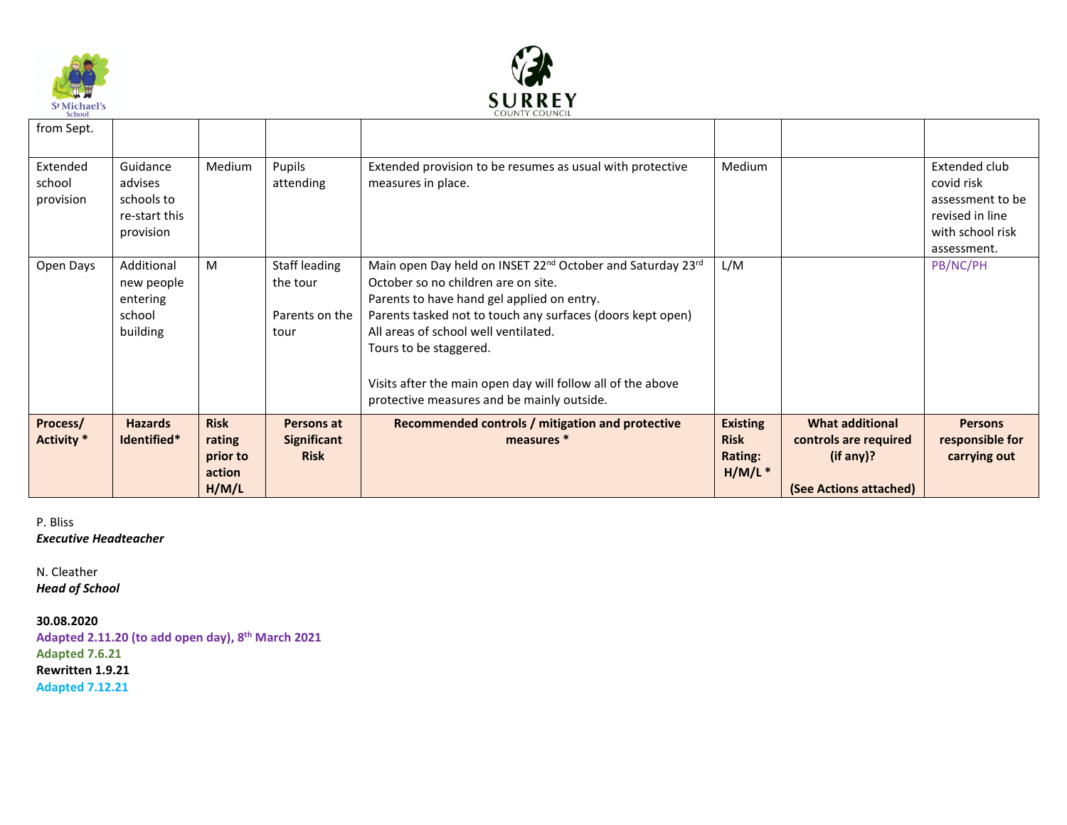| | | | | | | | |
|---|---|---|---|---|---|---|---|
| from Sept. | | | | | | | |
| Extended school provision | Guidance advises schools to re-start this provision | Medium | Pupils attending | Extended provision to be resumes as usual with protective measures in place. | Medium | | Extended club covid risk assessment to be revised in line with school risk assessment. |
| Open Days | Additional new people entering school building | M | Staff leading the tour<br><br>Parents on the tour | Main open Day held on INSET 22nd October and Saturday 23rd October so no children are on site.<br>Parents to have hand gel applied on entry.<br>Parents tasked not to touch any surfaces (doors kept open)<br>All areas of school well ventilated.<br>Tours to be staggered.<br><br>Visits after the main open day will follow all of the above protective measures and be mainly outside. | L/M | | PB/NC/PH |
| **Process/ Activity *** | **Hazards Identified*** | **Risk rating prior to action H/M/L** | **Persons at Significant Risk** | **Recommended controls / mitigation and protective measures *** | **Existing Risk Rating: H/M/L *** | **What additional controls are required (if any)?<br><br>(See Actions attached)** | **Persons responsible for carrying out** |

P. Bliss
***Executive Headteacher***

N. Cleather
***Head of School***

**30.08.2020**
**Adapted 2.11.20 (to add open day), 8th March 2021**
**Adapted 7.6.21**
**Rewritten 1.9.21**
**Adapted 7.12.21**